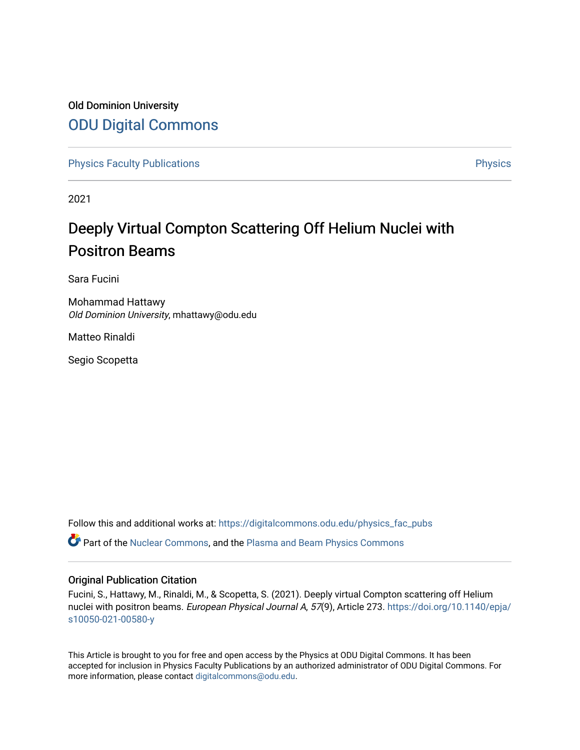Old Dominion University

# ODU Digital Commons

Physics Faculty Publications

Physics

2021

# Deeply Virtual Compton Scattering Off Helium Nuclei with Positron Beams

Sara Fucini

Mohammad Hattawy
*Old Dominion University*, mhattawy@odu.edu

Matteo Rinaldi

Segio Scopetta

Follow this and additional works at: https://digitalcommons.odu.edu/physics_fac_pubs

Part of the Nuclear Commons, and the Plasma and Beam Physics Commons

## Original Publication Citation

Fucini, S., Hattawy, M., Rinaldi, M., & Scopetta, S. (2021). Deeply virtual Compton scattering off Helium nuclei with positron beams. *European Physical Journal A*, *57*(9), Article 273. https://doi.org/10.1140/epja/s10050-021-00580-y

This Article is brought to you for free and open access by the Physics at ODU Digital Commons. It has been accepted for inclusion in Physics Faculty Publications by an authorized administrator of ODU Digital Commons. For more information, please contact digitalcommons@odu.edu.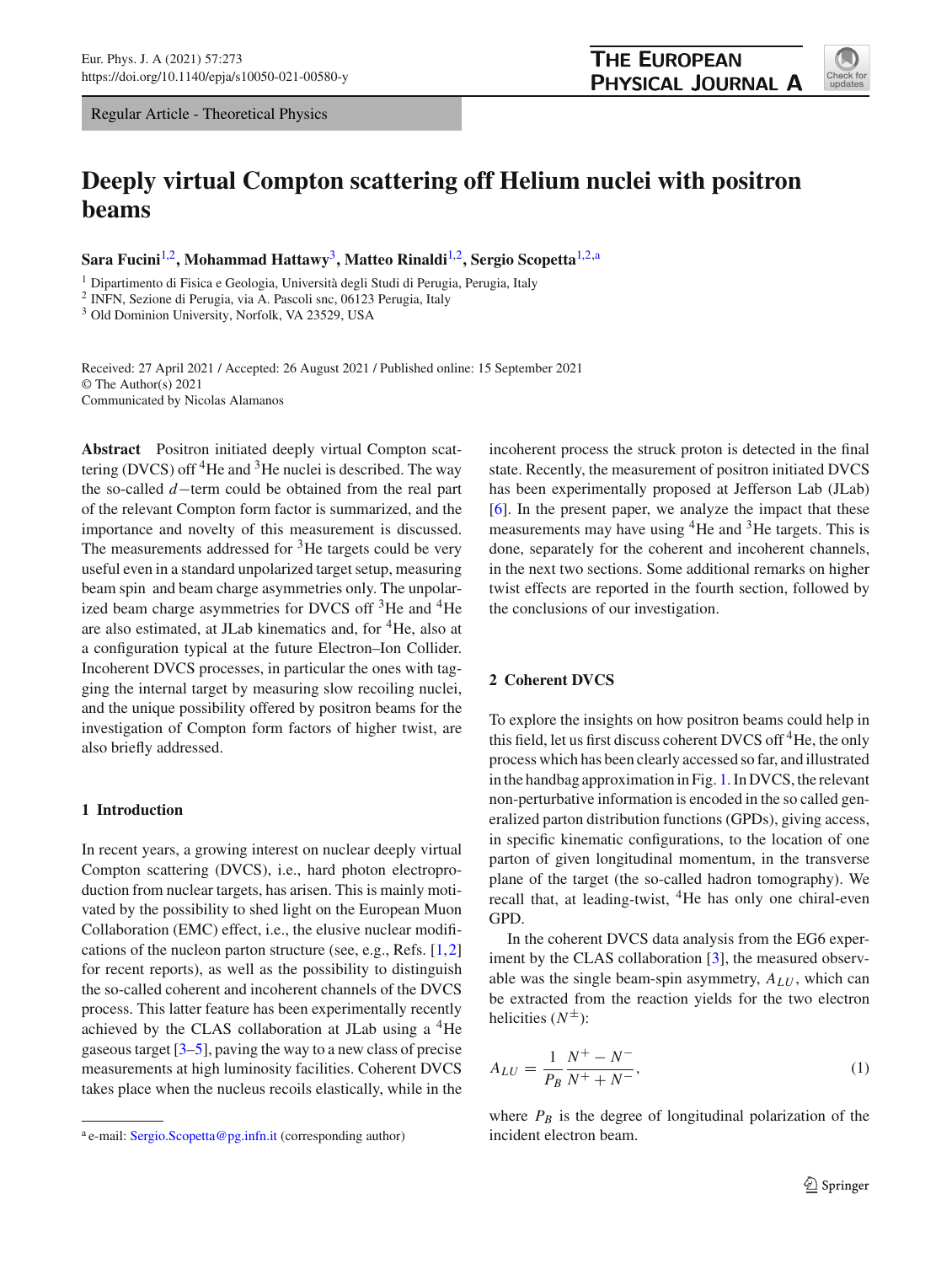# Deeply virtual Compton scattering off Helium nuclei with positron beams

**Sara Fucini**[1,2], **Mohammad Hattawy**[3], **Matteo Rinaldi**[1,2], **Sergio Scopetta**[1,2,a]

[1] Dipartimento di Fisica e Geologia, Università degli Studi di Perugia, Perugia, Italy
[2] INFN, Sezione di Perugia, via A. Pascoli snc, 06123 Perugia, Italy
[3] Old Dominion University, Norfolk, VA 23529, USA

Received: 27 April 2021 / Accepted: 26 August 2021 / Published online: 15 September 2021
© The Author(s) 2021
Communicated by Nicolas Alamanos

**Abstract** Positron initiated deeply virtual Compton scattering (DVCS) off $^4$He and $^3$He nuclei is described. The way the so-called $d-$term could be obtained from the real part of the relevant Compton form factor is summarized, and the importance and novelty of this measurement is discussed. The measurements addressed for $^3$He targets could be very useful even in a standard unpolarized target setup, measuring beam spin and beam charge asymmetries only. The unpolarized beam charge asymmetries for DVCS off $^3$He and $^4$He are also estimated, at JLab kinematics and, for $^4$He, also at a configuration typical at the future Electron–Ion Collider. Incoherent DVCS processes, in particular the ones with tagging the internal target by measuring slow recoiling nuclei, and the unique possibility offered by positron beams for the investigation of Compton form factors of higher twist, are also briefly addressed.

## 1 Introduction

In recent years, a growing interest on nuclear deeply virtual Compton scattering (DVCS), i.e., hard photon electroproduction from nuclear targets, has arisen. This is mainly motivated by the possibility to shed light on the European Muon Collaboration (EMC) effect, i.e., the elusive nuclear modifications of the nucleon parton structure (see, e.g., Refs. [1,2] for recent reports), as well as the possibility to distinguish the so-called coherent and incoherent channels of the DVCS process. This latter feature has been experimentally recently achieved by the CLAS collaboration at JLab using a $^4$He gaseous target [3–5], paving the way to a new class of precise measurements at high luminosity facilities. Coherent DVCS takes place when the nucleus recoils elastically, while in the incoherent process the struck proton is detected in the final state. Recently, the measurement of positron initiated DVCS has been experimentally proposed at Jefferson Lab (JLab) [6]. In the present paper, we analyze the impact that these measurements may have using $^4$He and $^3$He targets. This is done, separately for the coherent and incoherent channels, in the next two sections. Some additional remarks on higher twist effects are reported in the fourth section, followed by the conclusions of our investigation.

## 2 Coherent DVCS

To explore the insights on how positron beams could help in this field, let us first discuss coherent DVCS off $^4$He, the only process which has been clearly accessed so far, and illustrated in the handbag approximation in Fig. 1. In DVCS, the relevant non-perturbative information is encoded in the so called generalized parton distribution functions (GPDs), giving access, in specific kinematic configurations, to the location of one parton of given longitudinal momentum, in the transverse plane of the target (the so-called hadron tomography). We recall that, at leading-twist, $^4$He has only one chiral-even GPD.

In the coherent DVCS data analysis from the EG6 experiment by the CLAS collaboration [3], the measured observable was the single beam-spin asymmetry, $A_{LU}$, which can be extracted from the reaction yields for the two electron helicities ($N^{\pm}$):

$$A_{LU} = \frac{1}{P_B}\frac{N^+ - N^-}{N^+ + N^-}, \tag{1}$$

where $P_B$ is the degree of longitudinal polarization of the incident electron beam.

[a] e-mail: Sergio.Scopetta@pg.infn.it (corresponding author)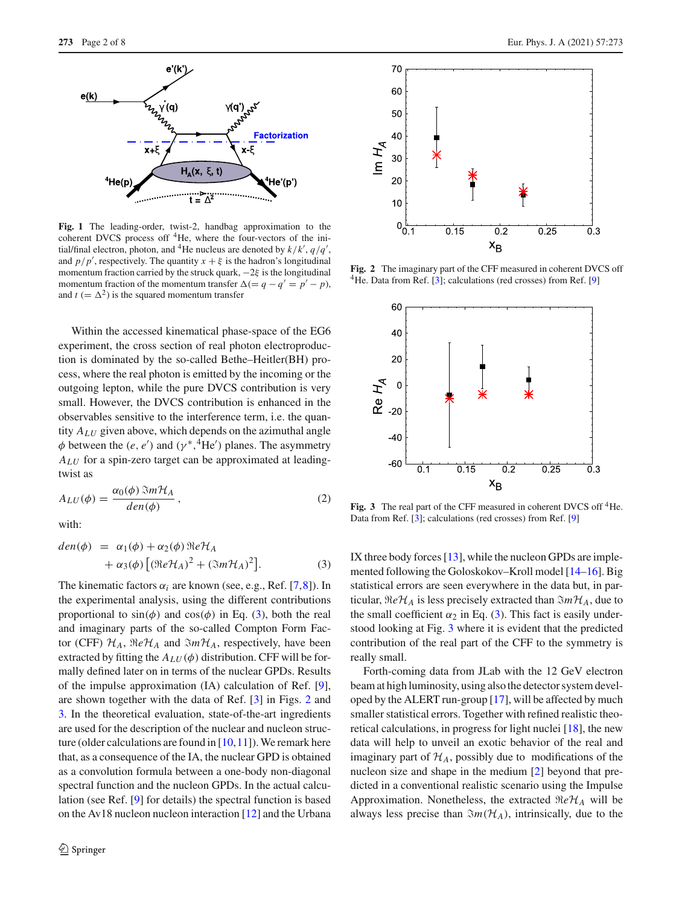e'(k')

e(k)

$\gamma^*(q)$

$\gamma(q')$

Factorization

x+ξ

x-ξ

$^4$He(p)

$H_A(x, \xi, t)$

$^4$He'(p')

$t = \Delta^2$

**Fig. 1** The leading-order, twist-2, handbag approximation to the coherent DVCS process off $^4$He, where the four-vectors of the initial/final electron, photon, and $^4$He nucleus are denoted by $k/k'$, $q/q'$, and $p/p'$, respectively. The quantity $x + \xi$ is the hadron's longitudinal momentum fraction carried by the struck quark, $-2\xi$ is the longitudinal momentum fraction of the momentum transfer $\Delta (= q - q' = p' - p)$, and $t$ $(= \Delta^2)$ is the squared momentum transfer

Within the accessed kinematical phase-space of the EG6 experiment, the cross section of real photon electroproduction is dominated by the so-called Bethe–Heitler(BH) process, where the real photon is emitted by the incoming or the outgoing lepton, while the pure DVCS contribution is very small. However, the DVCS contribution is enhanced in the observables sensitive to the interference term, i.e. the quantity $A_{LU}$ given above, which depends on the azimuthal angle $\phi$ between the $(e, e')$ and $(\gamma^*, {}^4\text{He}')$ planes. The asymmetry $A_{LU}$ for a spin-zero target can be approximated at leading-twist as

$$A_{LU}(\phi) = \frac{\alpha_0(\phi)\, \Im m \mathcal{H}_A}{den(\phi)}\,, \tag{2}$$

with:

$$den(\phi) \;=\; \alpha_1(\phi) + \alpha_2(\phi)\, \Re e \mathcal{H}_A + \alpha_3(\phi) \left[ (\Re e \mathcal{H}_A)^2 + (\Im m \mathcal{H}_A)^2 \right]. \tag{3}$$

The kinematic factors $\alpha_i$ are known (see, e.g., Ref. [7,8]). In the experimental analysis, using the different contributions proportional to $\sin(\phi)$ and $\cos(\phi)$ in Eq. (3), both the real and imaginary parts of the so-called Compton Form Factor (CFF) $\mathcal{H}_A$, $\Re e \mathcal{H}_A$ and $\Im m \mathcal{H}_A$, respectively, have been extracted by fitting the $A_{LU}(\phi)$ distribution. CFF will be formally defined later on in terms of the nuclear GPDs. Results of the impulse approximation (IA) calculation of Ref. [9], are shown together with the data of Ref. [3] in Figs. 2 and 3. In the theoretical evaluation, state-of-the-art ingredients are used for the description of the nuclear and nucleon structure (older calculations are found in [10,11]). We remark here that, as a consequence of the IA, the nuclear GPD is obtained as a convolution formula between a one-body non-diagonal spectral function and the nucleon GPDs. In the actual calculation (see Ref. [9] for details) the spectral function is based on the Av18 nucleon nucleon interaction [12] and the Urbana IX three body forces [13], while the nucleon GPDs are implemented following the Goloskokov–Kroll model [14–16]. Big statistical errors are seen everywhere in the data but, in particular, $\Re e \mathcal{H}_A$ is less precisely extracted than $\Im m \mathcal{H}_A$, due to the small coefficient $\alpha_2$ in Eq. (3). This fact is easily understood looking at Fig. 3 where it is evident that the predicted contribution of the real part of the CFF to the symmetry is really small.

Im $H_A$

70
60
50
40
30
20
10
0
0.1
0.15
0.2
0.25
0.3

$x_B$

**Fig. 2** The imaginary part of the CFF measured in coherent DVCS off $^4$He. Data from Ref. [3]; calculations (red crosses) from Ref. [9]

Re $H_A$

60
40
20
0
-20
-40
-60
0.1
0.15
0.2
0.25
0.3

$x_B$

**Fig. 3** The real part of the CFF measured in coherent DVCS off $^4$He. Data from Ref. [3]; calculations (red crosses) from Ref. [9]

Forth-coming data from JLab with the 12 GeV electron beam at high luminosity, using also the detector system developed by the ALERT run-group [17], will be affected by much smaller statistical errors. Together with refined realistic theoretical calculations, in progress for light nuclei [18], the new data will help to unveil an exotic behavior of the real and imaginary part of $\mathcal{H}_A$, possibly due to modifications of the nucleon size and shape in the medium [2] beyond that predicted in a conventional realistic scenario using the Impulse Approximation. Nonetheless, the extracted $\Re e \mathcal{H}_A$ will be always less precise than $\Im m(\mathcal{H}_A)$, intrinsically, due to the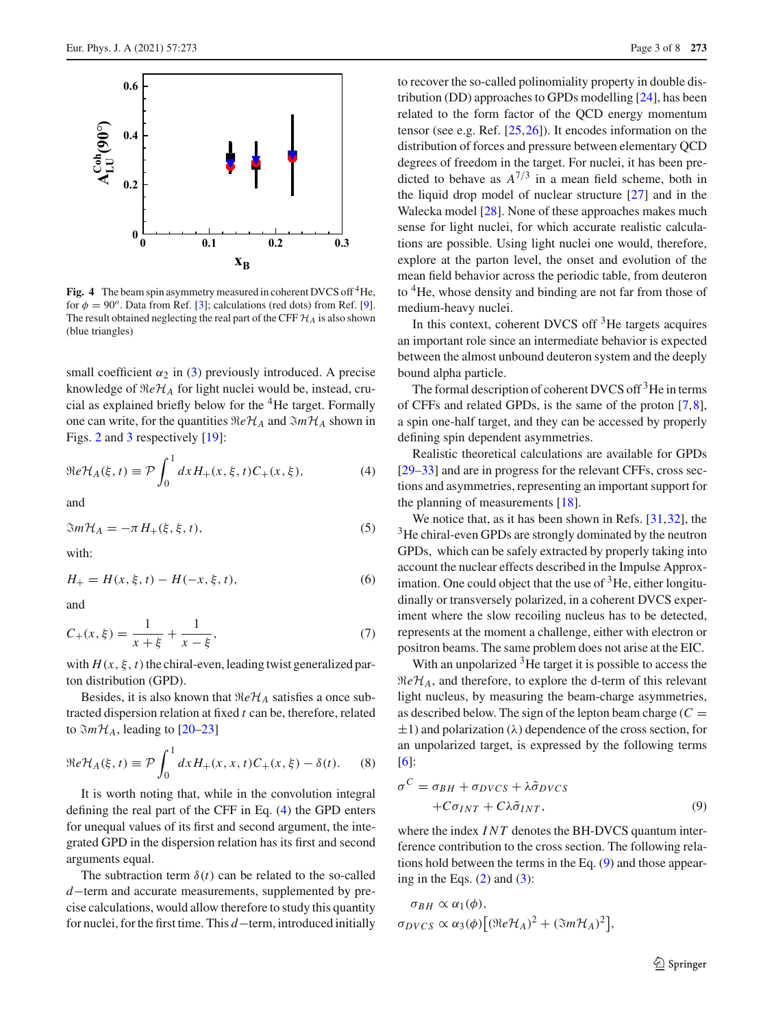0.6

0.4

0.2

0

$\mathbf{A_{LU}^{Coh}(90°)}$

0 0.1 0.2 0.3

$\mathbf{x_B}$

**Fig. 4** The beam spin asymmetry measured in coherent DVCS off $^4$He, for $\phi = 90^o$. Data from Ref. [3]; calculations (red dots) from Ref. [9]. The result obtained neglecting the real part of the CFF $\mathcal{H}_A$ is also shown (blue triangles)

small coefficient $\alpha_2$ in (3) previously introduced. A precise knowledge of $\Re e\mathcal{H}_A$ for light nuclei would be, instead, crucial as explained briefly below for the $^4$He target. Formally one can write, for the quantities $\Re e\mathcal{H}_A$ and $\Im m\mathcal{H}_A$ shown in Figs. 2 and 3 respectively [19]:

$$\Re e\mathcal{H}_A(\xi, t) \equiv \mathcal{P}\int_0^1 dx\, H_+(x, \xi, t)C_+(x, \xi), \tag{4}$$

and

$$\Im m\mathcal{H}_A = -\pi H_+(\xi, \xi, t), \tag{5}$$

with:

$$H_+ = H(x, \xi, t) - H(-x, \xi, t), \tag{6}$$

and

$$C_+(x, \xi) = \frac{1}{x + \xi} + \frac{1}{x - \xi}, \tag{7}$$

with $H(x, \xi, t)$ the chiral-even, leading twist generalized parton distribution (GPD).

Besides, it is also known that $\Re e\mathcal{H}_A$ satisfies a once subtracted dispersion relation at fixed $t$ can be, therefore, related to $\Im m\mathcal{H}_A$, leading to [20–23]

$$\Re e\mathcal{H}_A(\xi, t) \equiv \mathcal{P}\int_0^1 dx\, H_+(x, x, t)C_+(x, \xi) - \delta(t). \tag{8}$$

It is worth noting that, while in the convolution integral defining the real part of the CFF in Eq. (4) the GPD enters for unequal values of its first and second argument, the integrated GPD in the dispersion relation has its first and second arguments equal.

The subtraction term $\delta(t)$ can be related to the so-called $d-$term and accurate measurements, supplemented by precise calculations, would allow therefore to study this quantity for nuclei, for the first time. This $d-$term, introduced initially to recover the so-called polinomiality property in double distribution (DD) approaches to GPDs modelling [24], has been related to the form factor of the QCD energy momentum tensor (see e.g. Ref. [25,26]). It encodes information on the distribution of forces and pressure between elementary QCD degrees of freedom in the target. For nuclei, it has been predicted to behave as $A^{7/3}$ in a mean field scheme, both in the liquid drop model of nuclear structure [27] and in the Walecka model [28]. None of these approaches makes much sense for light nuclei, for which accurate realistic calculations are possible. Using light nuclei one would, therefore, explore at the parton level, the onset and evolution of the mean field behavior across the periodic table, from deuteron to $^4$He, whose density and binding are not far from those of medium-heavy nuclei.

In this context, coherent DVCS off $^3$He targets acquires an important role since an intermediate behavior is expected between the almost unbound deuteron system and the deeply bound alpha particle.

The formal description of coherent DVCS off $^3$He in terms of CFFs and related GPDs, is the same of the proton [7,8], a spin one-half target, and they can be accessed by properly defining spin dependent asymmetries.

Realistic theoretical calculations are available for GPDs [29–33] and are in progress for the relevant CFFs, cross sections and asymmetries, representing an important support for the planning of measurements [18].

We notice that, as it has been shown in Refs. [31,32], the $^3$He chiral-even GPDs are strongly dominated by the neutron GPDs, which can be safely extracted by properly taking into account the nuclear effects described in the Impulse Approximation. One could object that the use of $^3$He, either longitudinally or transversely polarized, in a coherent DVCS experiment where the slow recoiling nucleus has to be detected, represents at the moment a challenge, either with electron or positron beams. The same problem does not arise at the EIC.

With an unpolarized $^3$He target it is possible to access the $\Re e\mathcal{H}_A$, and therefore, to explore the d-term of this relevant light nucleus, by measuring the beam-charge asymmetries, as described below. The sign of the lepton beam charge ($C = \pm 1$) and polarization ($\lambda$) dependence of the cross section, for an unpolarized target, is expressed by the following terms [6]:

$$\sigma^C = \sigma_{BH} + \sigma_{DVCS} + \lambda\tilde{\sigma}_{DVCS} + C\sigma_{INT} + C\lambda\tilde{\sigma}_{INT}, \tag{9}$$

where the index $INT$ denotes the BH-DVCS quantum interference contribution to the cross section. The following relations hold between the terms in the Eq. (9) and those appearing in the Eqs. (2) and (3):

$$\sigma_{BH} \propto \alpha_1(\phi),$$
$$\sigma_{DVCS} \propto \alpha_3(\phi)\left[(\Re e\mathcal{H}_A)^2 + (\Im m\mathcal{H}_A)^2\right],$$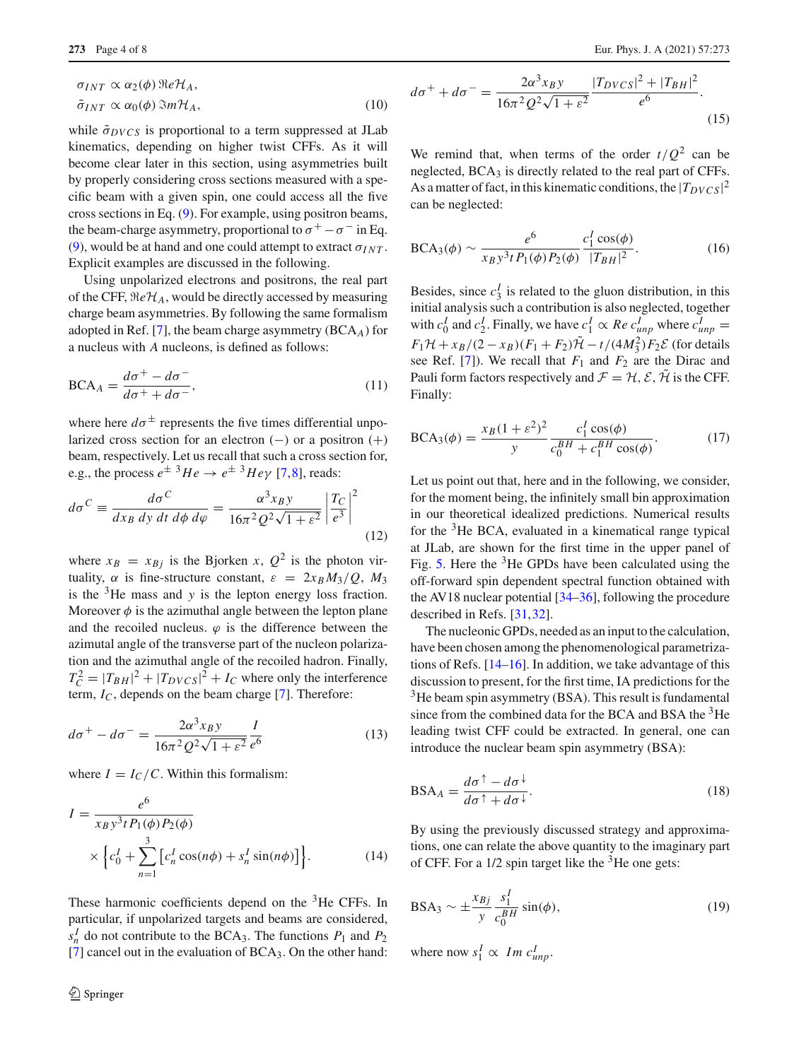$$\sigma_{INT} \propto \alpha_2(\phi)\, \Re e \mathcal{H}_A,$$
$$\tilde{\sigma}_{INT} \propto \alpha_0(\phi)\, \Im m \mathcal{H}_A, \tag{10}$$

while $\tilde{\sigma}_{DVCS}$ is proportional to a term suppressed at JLab kinematics, depending on higher twist CFFs. As it will become clear later in this section, using asymmetries built by properly considering cross sections measured with a specific beam with a given spin, one could access all the five cross sections in Eq. (9). For example, using positron beams, the beam-charge asymmetry, proportional to $\sigma^+ - \sigma^-$ in Eq. (9), would be at hand and one could attempt to extract $\sigma_{INT}$. Explicit examples are discussed in the following.

Using unpolarized electrons and positrons, the real part of the CFF, $\Re e \mathcal{H}_A$, would be directly accessed by measuring charge beam asymmetries. By following the same formalism adopted in Ref. [7], the beam charge asymmetry (BCA$_A$) for a nucleus with $A$ nucleons, is defined as follows:

$$\text{BCA}_A = \frac{d\sigma^+ - d\sigma^-}{d\sigma^+ + d\sigma^-}, \tag{11}$$

where here $d\sigma^{\pm}$ represents the five times differential unpolarized cross section for an electron ($-$) or a positron ($+$) beam, respectively. Let us recall that such a cross section for, e.g., the process $e^{\pm}\,{}^3He \to e^{\pm}\,{}^3He\gamma$ [7,8], reads:

$$d\sigma^C \equiv \frac{d\sigma^C}{dx_B\, dy\, dt\, d\phi\, d\varphi} = \frac{\alpha^3 x_B y}{16\pi^2 Q^2 \sqrt{1+\varepsilon^2}} \left| \frac{T_C}{e^3} \right|^2 \tag{12}$$

where $x_B = x_{Bj}$ is the Bjorken $x$, $Q^2$ is the photon virtuality, $\alpha$ is fine-structure constant, $\varepsilon = 2x_B M_3/Q$, $M_3$ is the ${}^3$He mass and $y$ is the lepton energy loss fraction. Moreover $\phi$ is the azimuthal angle between the lepton plane and the recoiled nucleus. $\varphi$ is the difference between the azimutal angle of the transverse part of the nucleon polarization and the azimuthal angle of the recoiled hadron. Finally, $T_C^2 = |T_{BH}|^2 + |T_{DVCS}|^2 + I_C$ where only the interference term, $I_C$, depends on the beam charge [7]. Therefore:

$$d\sigma^+ - d\sigma^- = \frac{2\alpha^3 x_B y}{16\pi^2 Q^2 \sqrt{1+\varepsilon^2}} \frac{I}{e^6} \tag{13}$$

where $I = I_C/C$. Within this formalism:

$$I = \frac{e^6}{x_B y^3 t P_1(\phi) P_2(\phi)} \times \left\{ c_0^I + \sum_{n=1}^{3} \left[ c_n^I \cos(n\phi) + s_n^I \sin(n\phi) \right] \right\}. \tag{14}$$

These harmonic coefficients depend on the ${}^3$He CFFs. In particular, if unpolarized targets and beams are considered, $s_n^I$ do not contribute to the BCA$_3$. The functions $P_1$ and $P_2$ [7] cancel out in the evaluation of BCA$_3$. On the other hand:

$$d\sigma^+ + d\sigma^- = \frac{2\alpha^3 x_B y}{16\pi^2 Q^2 \sqrt{1+\varepsilon^2}} \frac{|T_{DVCS}|^2 + |T_{BH}|^2}{e^6}. \tag{15}$$

We remind that, when terms of the order $t/Q^2$ can be neglected, BCA$_3$ is directly related to the real part of CFFs. As a matter of fact, in this kinematic conditions, the $|T_{DVCS}|^2$ can be neglected:

$$\text{BCA}_3(\phi) \sim \frac{e^6}{x_B y^3 t P_1(\phi) P_2(\phi)} \frac{c_1^I \cos(\phi)}{|T_{BH}|^2}. \tag{16}$$

Besides, since $c_3^I$ is related to the gluon distribution, in this initial analysis such a contribution is also neglected, together with $c_0^I$ and $c_2^I$. Finally, we have $c_1^I \propto Re\, c_{unp}^I$ where $c_{unp}^I = F_1\mathcal{H} + x_B/(2-x_B)(F_1+F_2)\tilde{\mathcal{H}} - t/(4M_3^2)F_2\mathcal{E}$ (for details see Ref. [7]). We recall that $F_1$ and $F_2$ are the Dirac and Pauli form factors respectively and $\mathcal{F} = \mathcal{H}, \mathcal{E}, \tilde{\mathcal{H}}$ is the CFF. Finally:

$$\text{BCA}_3(\phi) = \frac{x_B(1+\varepsilon^2)^2}{y} \frac{c_1^I \cos(\phi)}{c_0^{BH} + c_1^{BH}\cos(\phi)}. \tag{17}$$

Let us point out that, here and in the following, we consider, for the moment being, the infinitely small bin approximation in our theoretical idealized predictions. Numerical results for the ${}^3$He BCA, evaluated in a kinematical range typical at JLab, are shown for the first time in the upper panel of Fig. 5. Here the ${}^3$He GPDs have been calculated using the off-forward spin dependent spectral function obtained with the AV18 nuclear potential [34–36], following the procedure described in Refs. [31,32].

The nucleonic GPDs, needed as an input to the calculation, have been chosen among the phenomenological parametrizations of Refs. [14–16]. In addition, we take advantage of this discussion to present, for the first time, IA predictions for the ${}^3$He beam spin asymmetry (BSA). This result is fundamental since from the combined data for the BCA and BSA the ${}^3$He leading twist CFF could be extracted. In general, one can introduce the nuclear beam spin asymmetry (BSA):

$$\text{BSA}_A = \frac{d\sigma^{\uparrow} - d\sigma^{\downarrow}}{d\sigma^{\uparrow} + d\sigma^{\downarrow}}. \tag{18}$$

By using the previously discussed strategy and approximations, one can relate the above quantity to the imaginary part of CFF. For a 1/2 spin target like the ${}^3$He one gets:

$$\text{BSA}_3 \sim \pm \frac{x_{Bj}}{y} \frac{s_1^I}{c_0^{BH}} \sin(\phi), \tag{19}$$

where now $s_1^I \propto Im\, c_{unp}^I$.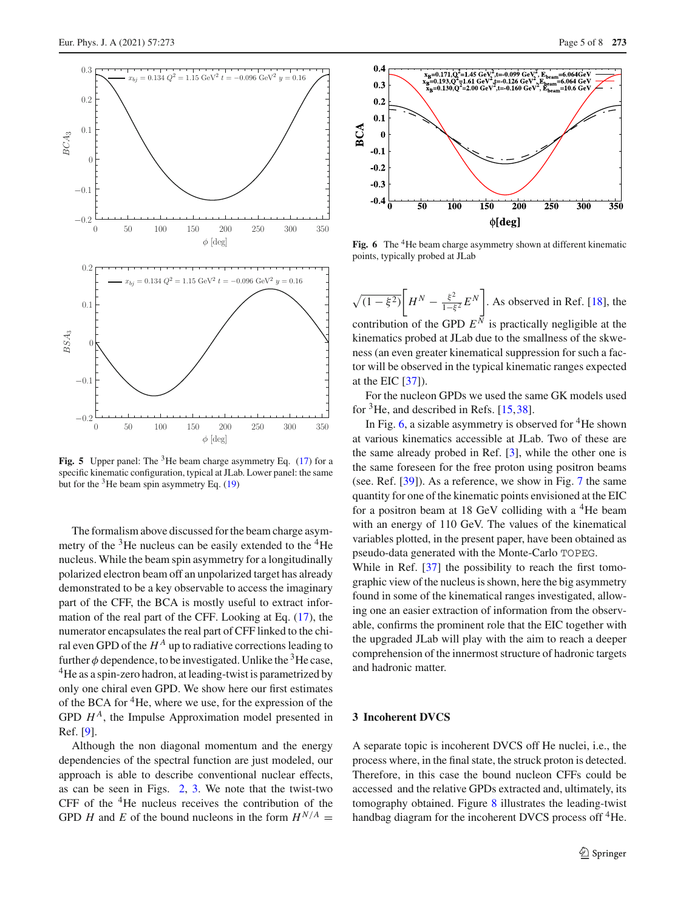0.3

$x_{bj} = 0.134$ $Q^2 = 1.15$ GeV$^2$ $t = -0.096$ GeV$^2$ $y = 0.16$

0.2

0.1

$BCA_3$

0

−0.1

−0.2

0 50 100 150 200 250 300 350

$\phi$ [deg]

0.2

$x_{bj} = 0.134$ $Q^2 = 1.15$ GeV$^2$ $t = -0.096$ GeV$^2$ $y = 0.16$

0.1

$BSA_3$

0

−0.1

−0.2

0 50 100 150 200 250 300 350

$\phi$ [deg]

**Fig. 5** Upper panel: The $^3$He beam charge asymmetry Eq. (17) for a specific kinematic configuration, typical at JLab. Lower panel: the same but for the $^3$He beam spin asymmetry Eq. (19)

The formalism above discussed for the beam charge asymmetry of the $^3$He nucleus can be easily extended to the $^4$He nucleus. While the beam spin asymmetry for a longitudinally polarized electron beam off an unpolarized target has already demonstrated to be a key observable to access the imaginary part of the CFF, the BCA is mostly useful to extract information of the real part of the CFF. Looking at Eq. (17), the numerator encapsulates the real part of CFF linked to the chiral even GPD of the $H^A$ up to radiative corrections leading to further $\phi$ dependence, to be investigated. Unlike the $^3$He case, $^4$He as a spin-zero hadron, at leading-twist is parametrized by only one chiral even GPD. We show here our first estimates of the BCA for $^4$He, where we use, for the expression of the GPD $H^A$, the Impulse Approximation model presented in Ref. [9].

Although the non diagonal momentum and the energy dependencies of the spectral function are just modeled, our approach is able to describe conventional nuclear effects, as can be seen in Figs. 2, 3. We note that the twist-two CFF of the $^4$He nucleus receives the contribution of the GPD $H$ and $E$ of the bound nucleons in the form $H^{N/A} = \sqrt{(1-\xi^2)}\left[H^N - \frac{\xi^2}{1-\xi^2}E^N\right]$. As observed in Ref. [18], the contribution of the GPD $E^N$ is practically negligible at the kinematics probed at JLab due to the smallness of the skewness (an even greater kinematical suppression for such a factor will be observed in the typical kinematic ranges expected at the EIC [37]).

For the nucleon GPDs we used the same GK models used for $^3$He, and described in Refs. [15,38].

In Fig. 6, a sizable asymmetry is observed for $^4$He shown at various kinematics accessible at JLab. Two of these are the same already probed in Ref. [3], while the other one is the same foreseen for the free proton using positron beams (see. Ref. [39]). As a reference, we show in Fig. 7 the same quantity for one of the kinematic points envisioned at the EIC for a positron beam at 18 GeV colliding with a $^4$He beam with an energy of 110 GeV. The values of the kinematical variables plotted, in the present paper, have been obtained as pseudo-data generated with the Monte-Carlo TOPEG.

While in Ref. [37] the possibility to reach the first tomographic view of the nucleus is shown, here the big asymmetry found in some of the kinematical ranges investigated, allowing one an easier extraction of information from the observable, confirms the prominent role that the EIC together with the upgraded JLab will play with the aim to reach a deeper comprehension of the innermost structure of hadronic targets and hadronic matter.

0.4

$x_B$=0.171,$Q^2$=1.45 GeV$^2$,t=-0.099 GeV$^2$, $E_{beam}$=6.064GeV

$x_B$=0.193,$Q^2$=1.61 GeV$^2$,t=-0.126 GeV$^2$,$E_{beam}$=6.064 GeV

$x_B$=0.130,$Q^2$=2.00 GeV$^2$,t=-0.160 GeV$^2$, $E_{beam}$=10.6 GeV

0.3

0.2

0.1

BCA

0

-0.1

-0.2

-0.3

-0.4

0 50 100 150 200 250 300 350

$\phi$[deg]

**Fig. 6** The $^4$He beam charge asymmetry shown at different kinematic points, typically probed at JLab

## 3 Incoherent DVCS

A separate topic is incoherent DVCS off He nuclei, i.e., the process where, in the final state, the struck proton is detected. Therefore, in this case the bound nucleon CFFs could be accessed and the relative GPDs extracted and, ultimately, its tomography obtained. Figure 8 illustrates the leading-twist handbag diagram for the incoherent DVCS process off $^4$He.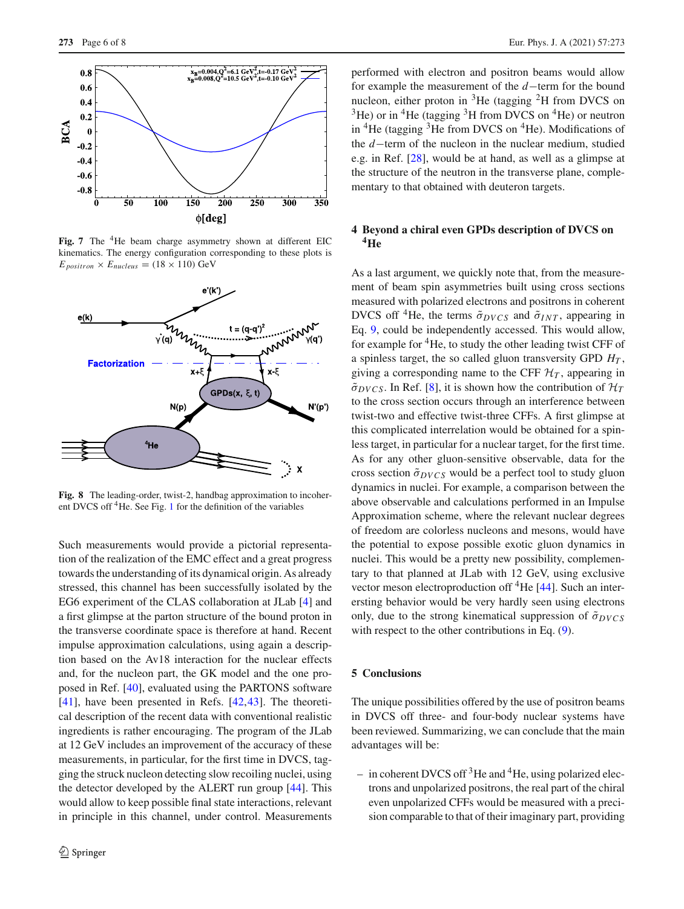BCA

$x_B$=0.004,$Q^2$=6.1 GeV$^2$,t=-0.17 GeV$^2$

$x_B$=0.008,$Q^2$=10.5 GeV$^2$,t=-0.10 GeV$^2$

0.8
0.6
0.4
0.2
0
-0.2
-0.4
-0.6
-0.8

0 50 100 150 200 250 300 350

ϕ[deg]

**Fig. 7** The $^4$He beam charge asymmetry shown at different EIC kinematics. The energy configuration corresponding to these plots is $E_{positron} \times E_{nucleus} = (18 \times 110)$ GeV

e(k)

e'(k')

γ*(q)

t = (q-q')$^2$

γ(q')

Factorization

x+ξ

x-ξ

GPDs(x, ξ, t)

N(p)

N'(p')

$^4$He

X

**Fig. 8** The leading-order, twist-2, handbag approximation to incoherent DVCS off $^4$He. See Fig. 1 for the definition of the variables

Such measurements would provide a pictorial representation of the realization of the EMC effect and a great progress towards the understanding of its dynamical origin. As already stressed, this channel has been successfully isolated by the EG6 experiment of the CLAS collaboration at JLab [4] and a first glimpse at the parton structure of the bound proton in the transverse coordinate space is therefore at hand. Recent impulse approximation calculations, using again a description based on the Av18 interaction for the nuclear effects and, for the nucleon part, the GK model and the one proposed in Ref. [40], evaluated using the PARTONS software [41], have been presented in Refs. [42,43]. The theoretical description of the recent data with conventional realistic ingredients is rather encouraging. The program of the JLab at 12 GeV includes an improvement of the accuracy of these measurements, in particular, for the first time in DVCS, tagging the struck nucleon detecting slow recoiling nuclei, using the detector developed by the ALERT run group [44]. This would allow to keep possible final state interactions, relevant in principle in this channel, under control. Measurements performed with electron and positron beams would allow for example the measurement of the $d-$term for the bound nucleon, either proton in $^3$He (tagging $^2$H from DVCS on $^3$He) or in $^4$He (tagging $^3$H from DVCS on $^4$He) or neutron in $^4$He (tagging $^3$He from DVCS on $^4$He). Modifications of the $d-$term of the nucleon in the nuclear medium, studied e.g. in Ref. [28], would be at hand, as well as a glimpse at the structure of the neutron in the transverse plane, complementary to that obtained with deuteron targets.

## 4 Beyond a chiral even GPDs description of DVCS on $^4$He

As a last argument, we quickly note that, from the measurement of beam spin asymmetries built using cross sections measured with polarized electrons and positrons in coherent DVCS off $^4$He, the terms $\tilde{\sigma}_{DVCS}$ and $\tilde{\sigma}_{INT}$, appearing in Eq. 9, could be independently accessed. This would allow, for example for $^4$He, to study the other leading twist CFF of a spinless target, the so called gluon transversity GPD $H_T$, giving a corresponding name to the CFF $\mathcal{H}_T$, appearing in $\tilde{\sigma}_{DVCS}$. In Ref. [8], it is shown how the contribution of $\mathcal{H}_T$ to the cross section occurs through an interference between twist-two and effective twist-three CFFs. A first glimpse at this complicated interrelation would be obtained for a spinless target, in particular for a nuclear target, for the first time. As for any other gluon-sensitive observable, data for the cross section $\tilde{\sigma}_{DVCS}$ would be a perfect tool to study gluon dynamics in nuclei. For example, a comparison between the above observable and calculations performed in an Impulse Approximation scheme, where the relevant nuclear degrees of freedom are colorless nucleons and mesons, would have the potential to expose possible exotic gluon dynamics in nuclei. This would be a pretty new possibility, complementary to that planned at JLab with 12 GeV, using exclusive vector meson electroproduction off $^4$He [44]. Such an interersting behavior would be very hardly seen using electrons only, due to the strong kinematical suppression of $\tilde{\sigma}_{DVCS}$ with respect to the other contributions in Eq. (9).

## 5 Conclusions

The unique possibilities offered by the use of positron beams in DVCS off three- and four-body nuclear systems have been reviewed. Summarizing, we can conclude that the main advantages will be:

- in coherent DVCS off $^3$He and $^4$He, using polarized electrons and unpolarized positrons, the real part of the chiral even unpolarized CFFs would be measured with a precision comparable to that of their imaginary part, providing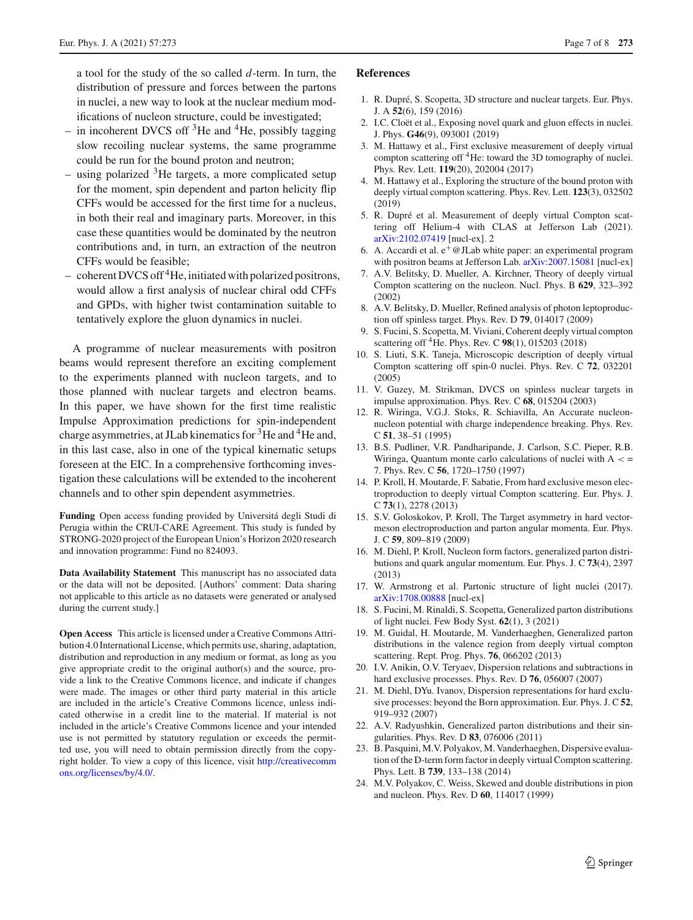a tool for the study of the so called $d$-term. In turn, the distribution of pressure and forces between the partons in nuclei, a new way to look at the nuclear medium modifications of nucleon structure, could be investigated;

- in incoherent DVCS off $^3$He and $^4$He, possibly tagging slow recoiling nuclear systems, the same programme could be run for the bound proton and neutron;
- using polarized $^3$He targets, a more complicated setup for the moment, spin dependent and parton helicity flip CFFs would be accessed for the first time for a nucleus, in both their real and imaginary parts. Moreover, in this case these quantities would be dominated by the neutron contributions and, in turn, an extraction of the neutron CFFs would be feasible;
- coherent DVCS off $^4$He, initiated with polarized positrons, would allow a first analysis of nuclear chiral odd CFFs and GPDs, with higher twist contamination suitable to tentatively explore the gluon dynamics in nuclei.

A programme of nuclear measurements with positron beams would represent therefore an exciting complement to the experiments planned with nucleon targets, and to those planned with nuclear targets and electron beams. In this paper, we have shown for the first time realistic Impulse Approximation predictions for spin-independent charge asymmetries, at JLab kinematics for $^3$He and $^4$He and, in this last case, also in one of the typical kinematic setups foreseen at the EIC. In a comprehensive forthcoming investigation these calculations will be extended to the incoherent channels and to other spin dependent asymmetries.

**Funding** Open access funding provided by Universitá degli Studi di Perugia within the CRUI-CARE Agreement. This study is funded by STRONG-2020 project of the European Union's Horizon 2020 research and innovation programme: Fund no 824093.

**Data Availability Statement** This manuscript has no associated data or the data will not be deposited. [Authors' comment: Data sharing not applicable to this article as no datasets were generated or analysed during the current study.]

**Open Access** This article is licensed under a Creative Commons Attribution 4.0 International License, which permits use, sharing, adaptation, distribution and reproduction in any medium or format, as long as you give appropriate credit to the original author(s) and the source, provide a link to the Creative Commons licence, and indicate if changes were made. The images or other third party material in this article are included in the article's Creative Commons licence, unless indicated otherwise in a credit line to the material. If material is not included in the article's Creative Commons licence and your intended use is not permitted by statutory regulation or exceeds the permitted use, you will need to obtain permission directly from the copyright holder. To view a copy of this licence, visit http://creativecommons.org/licenses/by/4.0/.

## References

1. R. Dupré, S. Scopetta, 3D structure and nuclear targets. Eur. Phys. J. A **52**(6), 159 (2016)
2. I.C. Cloët et al., Exposing novel quark and gluon effects in nuclei. J. Phys. **G46**(9), 093001 (2019)
3. M. Hattawy et al., First exclusive measurement of deeply virtual compton scattering off $^4$He: toward the 3D tomography of nuclei. Phys. Rev. Lett. **119**(20), 202004 (2017)
4. M. Hattawy et al., Exploring the structure of the bound proton with deeply virtual compton scattering. Phys. Rev. Lett. **123**(3), 032502 (2019)
5. R. Dupré et al. Measurement of deeply virtual Compton scattering off Helium-4 with CLAS at Jefferson Lab (2021). arXiv:2102.07419 [nucl-ex]. 2
6. A. Accardi et al. e$^+$@JLab white paper: an experimental program with positron beams at Jefferson Lab. arXiv:2007.15081 [nucl-ex]
7. A.V. Belitsky, D. Mueller, A. Kirchner, Theory of deeply virtual Compton scattering on the nucleon. Nucl. Phys. B **629**, 323–392 (2002)
8. A.V. Belitsky, D. Mueller, Refined analysis of photon leptoproduction off spinless target. Phys. Rev. D **79**, 014017 (2009)
9. S. Fucini, S. Scopetta, M. Viviani, Coherent deeply virtual compton scattering off $^4$He. Phys. Rev. C **98**(1), 015203 (2018)
10. S. Liuti, S.K. Taneja, Microscopic description of deeply virtual Compton scattering off spin-0 nuclei. Phys. Rev. C **72**, 032201 (2005)
11. V. Guzey, M. Strikman, DVCS on spinless nuclear targets in impulse approximation. Phys. Rev. C **68**, 015204 (2003)
12. R. Wiringa, V.G.J. Stoks, R. Schiavilla, An Accurate nucleon-nucleon potential with charge independence breaking. Phys. Rev. C **51**, 38–51 (1995)
13. B.S. Pudliner, V.R. Pandharipande, J. Carlson, S.C. Pieper, R.B. Wiringa, Quantum monte carlo calculations of nuclei with A < = 7. Phys. Rev. C **56**, 1720–1750 (1997)
14. P. Kroll, H. Moutarde, F. Sabatie, From hard exclusive meson electroproduction to deeply virtual Compton scattering. Eur. Phys. J. C **73**(1), 2278 (2013)
15. S.V. Goloskokov, P. Kroll, The Target asymmetry in hard vector-meson electroproduction and parton angular momenta. Eur. Phys. J. C **59**, 809–819 (2009)
16. M. Diehl, P. Kroll, Nucleon form factors, generalized parton distributions and quark angular momentum. Eur. Phys. J. C **73**(4), 2397 (2013)
17. W. Armstrong et al. Partonic structure of light nuclei (2017). arXiv:1708.00888 [nucl-ex]
18. S. Fucini, M. Rinaldi, S. Scopetta, Generalized parton distributions of light nuclei. Few Body Syst. **62**(1), 3 (2021)
19. M. Guidal, H. Moutarde, M. Vanderhaeghen, Generalized parton distributions in the valence region from deeply virtual compton scattering. Rept. Prog. Phys. **76**, 066202 (2013)
20. I.V. Anikin, O.V. Teryaev, Dispersion relations and subtractions in hard exclusive processes. Phys. Rev. D **76**, 056007 (2007)
21. M. Diehl, DYu. Ivanov, Dispersion representations for hard exclusive processes: beyond the Born approximation. Eur. Phys. J. C **52**, 919–932 (2007)
22. A.V. Radyushkin, Generalized parton distributions and their singularities. Phys. Rev. D **83**, 076006 (2011)
23. B. Pasquini, M.V. Polyakov, M. Vanderhaeghen, Dispersive evaluation of the D-term form factor in deeply virtual Compton scattering. Phys. Lett. B **739**, 133–138 (2014)
24. M.V. Polyakov, C. Weiss, Skewed and double distributions in pion and nucleon. Phys. Rev. D **60**, 114017 (1999)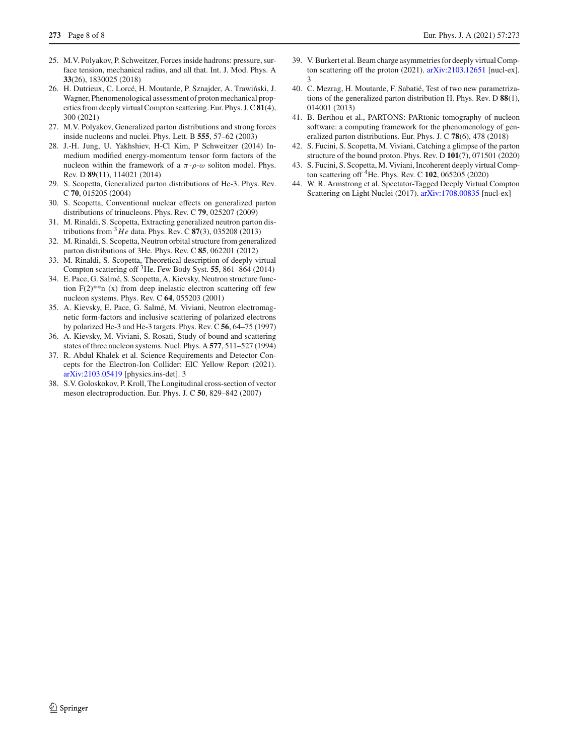25. M.V. Polyakov, P. Schweitzer, Forces inside hadrons: pressure, surface tension, mechanical radius, and all that. Int. J. Mod. Phys. A **33**(26), 1830025 (2018)
26. H. Dutrieux, C. Lorcé, H. Moutarde, P. Sznajder, A. Trawiński, J. Wagner, Phenomenological assessment of proton mechanical properties from deeply virtual Compton scattering. Eur. Phys. J. C **81**(4), 300 (2021)
27. M.V. Polyakov, Generalized parton distributions and strong forces inside nucleons and nuclei. Phys. Lett. B **555**, 57–62 (2003)
28. J.-H. Jung, U. Yakhshiev, H-Cl Kim, P Schweitzer (2014) In-medium modified energy-momentum tensor form factors of the nucleon within the framework of a $\pi$-$\rho$-$\omega$ soliton model. Phys. Rev. D **89**(11), 114021 (2014)
29. S. Scopetta, Generalized parton distributions of He-3. Phys. Rev. C **70**, 015205 (2004)
30. S. Scopetta, Conventional nuclear effects on generalized parton distributions of trinucleons. Phys. Rev. C **79**, 025207 (2009)
31. M. Rinaldi, S. Scopetta, Extracting generalized neutron parton distributions from $^3He$ data. Phys. Rev. C **87**(3), 035208 (2013)
32. M. Rinaldi, S. Scopetta, Neutron orbital structure from generalized parton distributions of 3He. Phys. Rev. C **85**, 062201 (2012)
33. M. Rinaldi, S. Scopetta, Theoretical description of deeply virtual Compton scattering off $^3$He. Few Body Syst. **55**, 861–864 (2014)
34. E. Pace, G. Salmé, S. Scopetta, A. Kievsky, Neutron structure function F(2)**n (x) from deep inelastic electron scattering off few nucleon systems. Phys. Rev. C **64**, 055203 (2001)
35. A. Kievsky, E. Pace, G. Salmé, M. Viviani, Neutron electromagnetic form-factors and inclusive scattering of polarized electrons by polarized He-3 and He-3 targets. Phys. Rev. C **56**, 64–75 (1997)
36. A. Kievsky, M. Viviani, S. Rosati, Study of bound and scattering states of three nucleon systems. Nucl. Phys. A **577**, 511–527 (1994)
37. R. Abdul Khalek et al. Science Requirements and Detector Concepts for the Electron-Ion Collider: EIC Yellow Report (2021). arXiv:2103.05419 [physics.ins-det]. 3
38. S.V. Goloskokov, P. Kroll, The Longitudinal cross-section of vector meson electroproduction. Eur. Phys. J. C **50**, 829–842 (2007)
39. V. Burkert et al. Beam charge asymmetries for deeply virtual Compton scattering off the proton (2021). arXiv:2103.12651 [nucl-ex]. 3
40. C. Mezrag, H. Moutarde, F. Sabatié, Test of two new parametrizations of the generalized parton distribution H. Phys. Rev. D **88**(1), 014001 (2013)
41. B. Berthou et al., PARTONS: PARtonic tomography of nucleon software: a computing framework for the phenomenology of generalized parton distributions. Eur. Phys. J. C **78**(6), 478 (2018)
42. S. Fucini, S. Scopetta, M. Viviani, Catching a glimpse of the parton structure of the bound proton. Phys. Rev. D **101**(7), 071501 (2020)
43. S. Fucini, S. Scopetta, M. Viviani, Incoherent deeply virtual Compton scattering off $^4$He. Phys. Rev. C **102**, 065205 (2020)
44. W. R. Armstrong et al. Spectator-Tagged Deeply Virtual Compton Scattering on Light Nuclei (2017). arXiv:1708.00835 [nucl-ex]